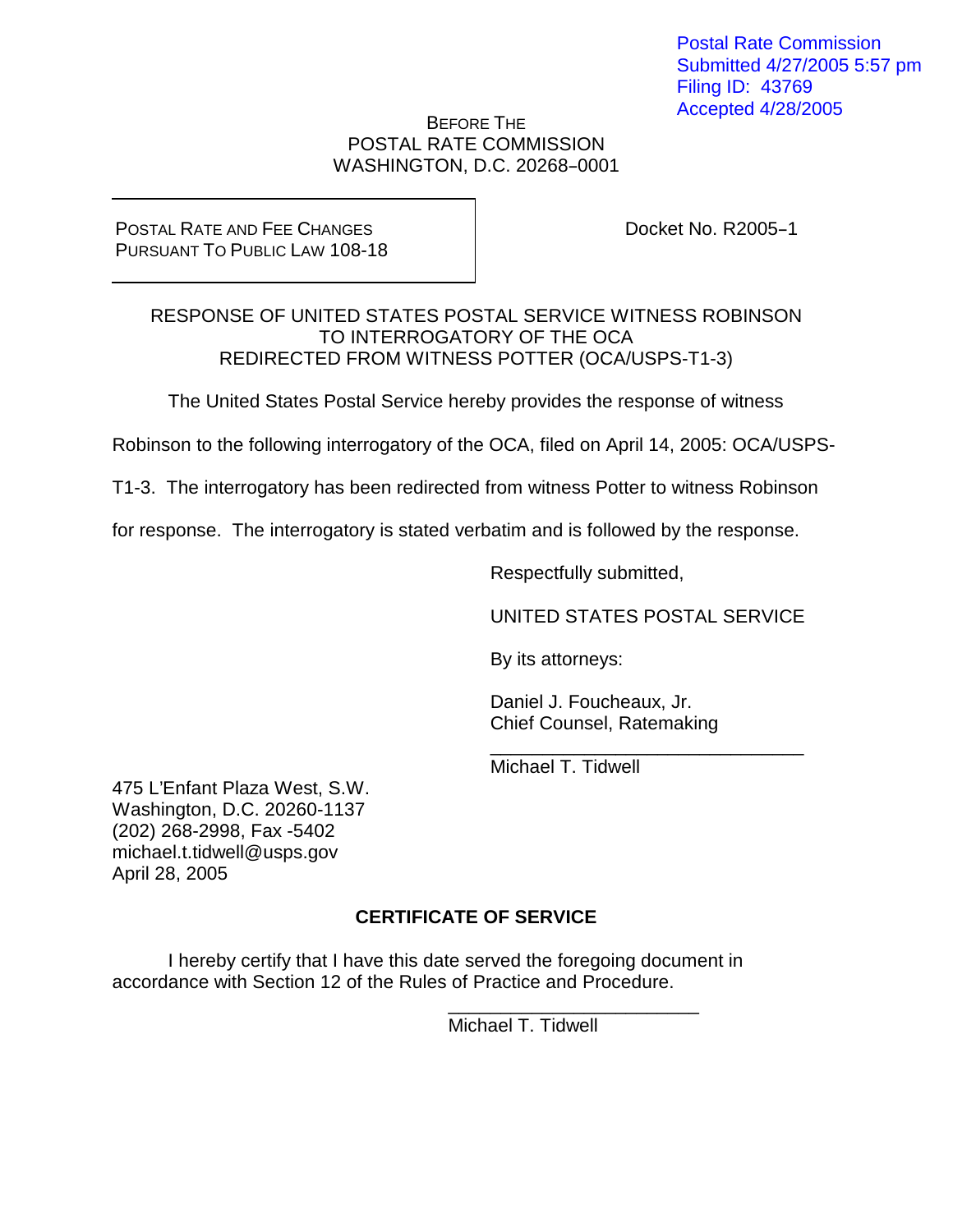Postal Rate Commission
Submitted 4/27/2005 5:57 pm
Filing ID: 43769
Accepted 4/28/2005

BEFORE THE
POSTAL RATE COMMISSION
WASHINGTON, D.C. 20268–0001

POSTAL RATE AND FEE CHANGES
PURSUANT TO PUBLIC LAW 108-18

Docket No. R2005–1

RESPONSE OF UNITED STATES POSTAL SERVICE WITNESS ROBINSON
TO INTERROGATORY OF THE OCA
REDIRECTED FROM WITNESS POTTER (OCA/USPS-T1-3)

The United States Postal Service hereby provides the response of witness Robinson to the following interrogatory of the OCA, filed on April 14, 2005: OCA/USPS-T1-3. The interrogatory has been redirected from witness Potter to witness Robinson for response. The interrogatory is stated verbatim and is followed by the response.

Respectfully submitted,

UNITED STATES POSTAL SERVICE

By its attorneys:

Daniel J. Foucheaux, Jr.
Chief Counsel, Ratemaking

\_\_\_\_\_\_\_\_\_\_\_\_\_\_\_\_\_\_\_\_\_\_\_\_\_\_\_\_\_\_
Michael T. Tidwell

475 L'Enfant Plaza West, S.W.
Washington, D.C. 20260-1137
(202) 268-2998, Fax -5402
michael.t.tidwell@usps.gov
April 28, 2005

**CERTIFICATE OF SERVICE**

I hereby certify that I have this date served the foregoing document in accordance with Section 12 of the Rules of Practice and Procedure.

\_\_\_\_\_\_\_\_\_\_\_\_\_\_\_\_\_\_\_\_\_\_\_\_\_\_
Michael T. Tidwell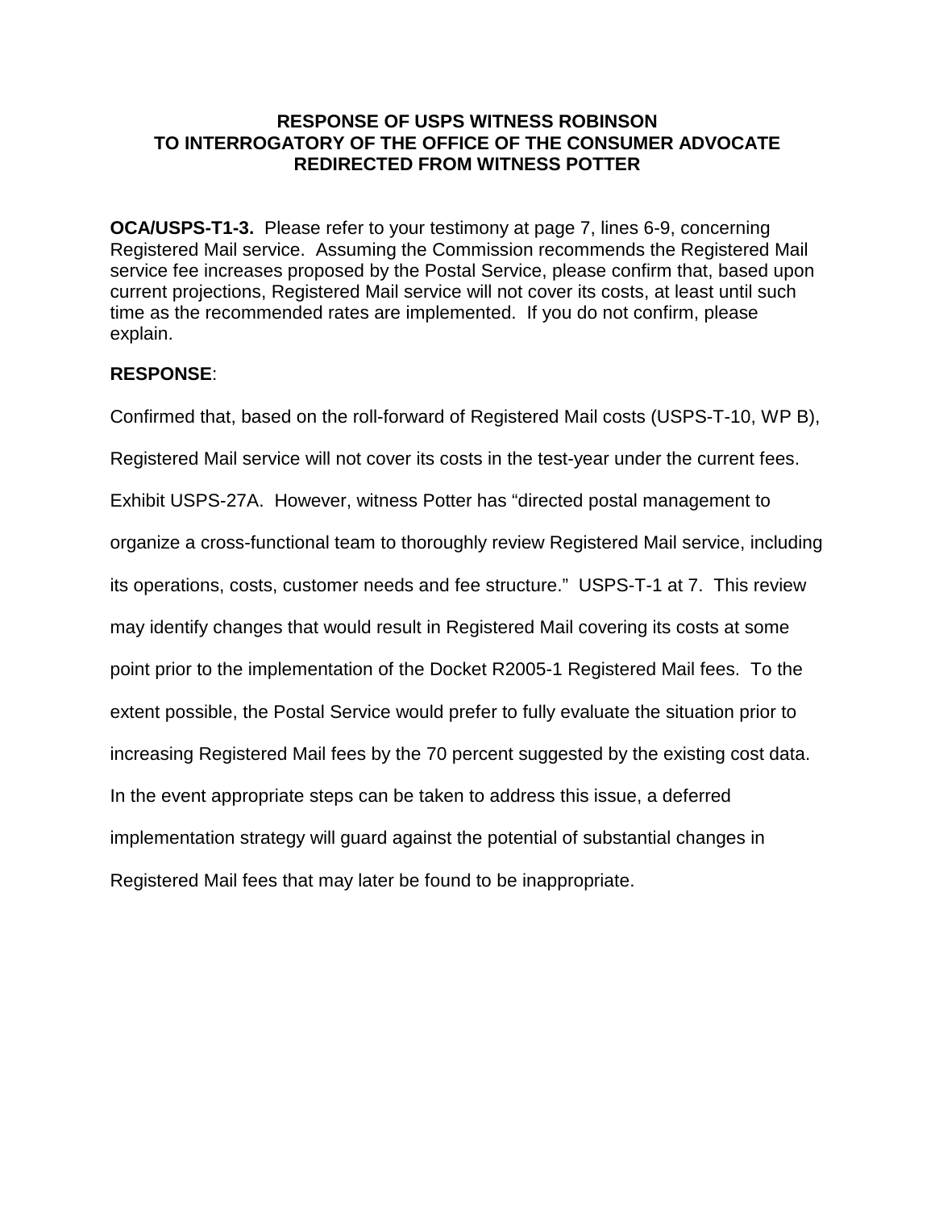**RESPONSE OF USPS WITNESS ROBINSON TO INTERROGATORY OF THE OFFICE OF THE CONSUMER ADVOCATE REDIRECTED FROM WITNESS POTTER**

**OCA/USPS-T1-3.** Please refer to your testimony at page 7, lines 6-9, concerning Registered Mail service. Assuming the Commission recommends the Registered Mail service fee increases proposed by the Postal Service, please confirm that, based upon current projections, Registered Mail service will not cover its costs, at least until such time as the recommended rates are implemented. If you do not confirm, please explain.

**RESPONSE**:

Confirmed that, based on the roll-forward of Registered Mail costs (USPS-T-10, WP B), Registered Mail service will not cover its costs in the test-year under the current fees. Exhibit USPS-27A. However, witness Potter has "directed postal management to organize a cross-functional team to thoroughly review Registered Mail service, including its operations, costs, customer needs and fee structure." USPS-T-1 at 7. This review may identify changes that would result in Registered Mail covering its costs at some point prior to the implementation of the Docket R2005-1 Registered Mail fees. To the extent possible, the Postal Service would prefer to fully evaluate the situation prior to increasing Registered Mail fees by the 70 percent suggested by the existing cost data. In the event appropriate steps can be taken to address this issue, a deferred implementation strategy will guard against the potential of substantial changes in Registered Mail fees that may later be found to be inappropriate.